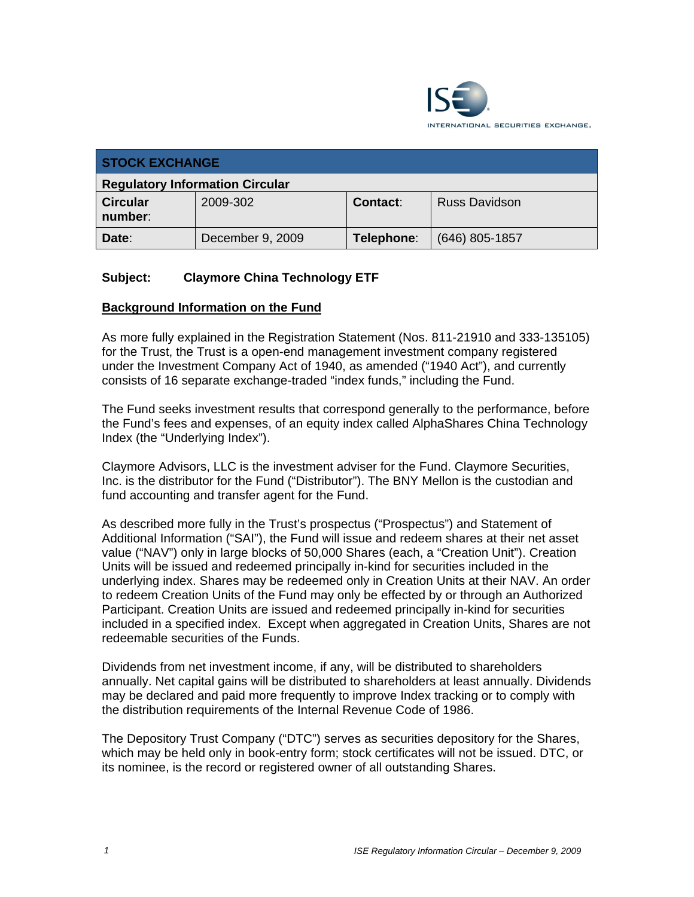INTERNATIONAL SECURITIES EXCHANGE.

| STOCK EXCHANGE | | | |
|---|---|---|---|
| **Regulatory Information Circular** | | | |
| **Circular number:** | 2009-302 | **Contact:** | Russ Davidson |
| **Date:** | December 9, 2009 | **Telephone:** | (646) 805-1857 |

**Subject: Claymore China Technology ETF**

## Background Information on the Fund

As more fully explained in the Registration Statement (Nos. 811-21910 and 333-135105) for the Trust, the Trust is a open-end management investment company registered under the Investment Company Act of 1940, as amended ("1940 Act"), and currently consists of 16 separate exchange-traded "index funds," including the Fund.

The Fund seeks investment results that correspond generally to the performance, before the Fund's fees and expenses, of an equity index called AlphaShares China Technology Index (the "Underlying Index").

Claymore Advisors, LLC is the investment adviser for the Fund. Claymore Securities, Inc. is the distributor for the Fund ("Distributor"). The BNY Mellon is the custodian and fund accounting and transfer agent for the Fund.

As described more fully in the Trust's prospectus ("Prospectus") and Statement of Additional Information ("SAI"), the Fund will issue and redeem shares at their net asset value ("NAV") only in large blocks of 50,000 Shares (each, a "Creation Unit"). Creation Units will be issued and redeemed principally in-kind for securities included in the underlying index. Shares may be redeemed only in Creation Units at their NAV. An order to redeem Creation Units of the Fund may only be effected by or through an Authorized Participant. Creation Units are issued and redeemed principally in-kind for securities included in a specified index. Except when aggregated in Creation Units, Shares are not redeemable securities of the Funds.

Dividends from net investment income, if any, will be distributed to shareholders annually. Net capital gains will be distributed to shareholders at least annually. Dividends may be declared and paid more frequently to improve Index tracking or to comply with the distribution requirements of the Internal Revenue Code of 1986.

The Depository Trust Company ("DTC") serves as securities depository for the Shares, which may be held only in book-entry form; stock certificates will not be issued. DTC, or its nominee, is the record or registered owner of all outstanding Shares.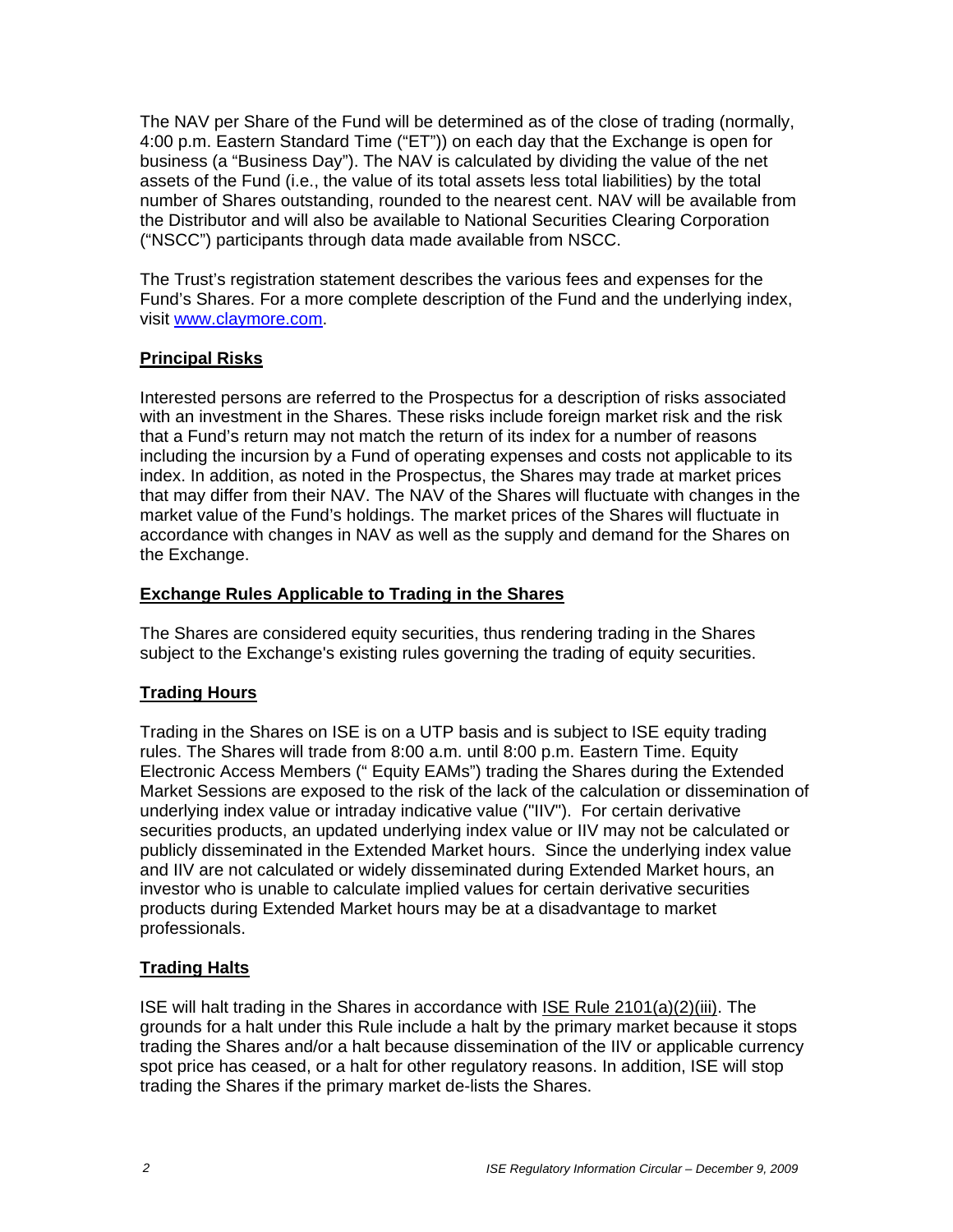The NAV per Share of the Fund will be determined as of the close of trading (normally, 4:00 p.m. Eastern Standard Time ("ET")) on each day that the Exchange is open for business (a "Business Day"). The NAV is calculated by dividing the value of the net assets of the Fund (i.e., the value of its total assets less total liabilities) by the total number of Shares outstanding, rounded to the nearest cent. NAV will be available from the Distributor and will also be available to National Securities Clearing Corporation ("NSCC") participants through data made available from NSCC.

The Trust's registration statement describes the various fees and expenses for the Fund's Shares. For a more complete description of the Fund and the underlying index, visit www.claymore.com.

## Principal Risks

Interested persons are referred to the Prospectus for a description of risks associated with an investment in the Shares. These risks include foreign market risk and the risk that a Fund's return may not match the return of its index for a number of reasons including the incursion by a Fund of operating expenses and costs not applicable to its index. In addition, as noted in the Prospectus, the Shares may trade at market prices that may differ from their NAV. The NAV of the Shares will fluctuate with changes in the market value of the Fund's holdings. The market prices of the Shares will fluctuate in accordance with changes in NAV as well as the supply and demand for the Shares on the Exchange.

## Exchange Rules Applicable to Trading in the Shares

The Shares are considered equity securities, thus rendering trading in the Shares subject to the Exchange's existing rules governing the trading of equity securities.

## Trading Hours

Trading in the Shares on ISE is on a UTP basis and is subject to ISE equity trading rules. The Shares will trade from 8:00 a.m. until 8:00 p.m. Eastern Time. Equity Electronic Access Members (" Equity EAMs") trading the Shares during the Extended Market Sessions are exposed to the risk of the lack of the calculation or dissemination of underlying index value or intraday indicative value ("IIV"). For certain derivative securities products, an updated underlying index value or IIV may not be calculated or publicly disseminated in the Extended Market hours. Since the underlying index value and IIV are not calculated or widely disseminated during Extended Market hours, an investor who is unable to calculate implied values for certain derivative securities products during Extended Market hours may be at a disadvantage to market professionals.

## Trading Halts

ISE will halt trading in the Shares in accordance with ISE Rule 2101(a)(2)(iii). The grounds for a halt under this Rule include a halt by the primary market because it stops trading the Shares and/or a halt because dissemination of the IIV or applicable currency spot price has ceased, or a halt for other regulatory reasons. In addition, ISE will stop trading the Shares if the primary market de-lists the Shares.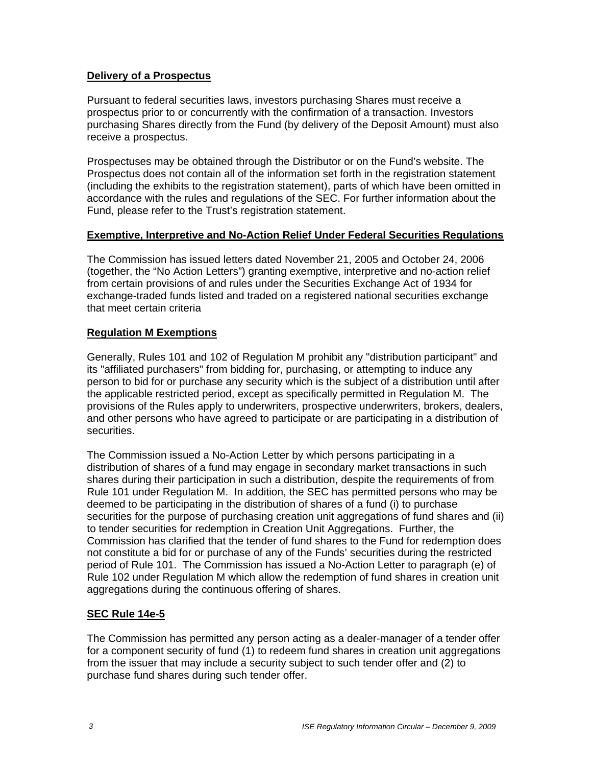**Delivery of a Prospectus**

Pursuant to federal securities laws, investors purchasing Shares must receive a prospectus prior to or concurrently with the confirmation of a transaction. Investors purchasing Shares directly from the Fund (by delivery of the Deposit Amount) must also receive a prospectus.

Prospectuses may be obtained through the Distributor or on the Fund's website. The Prospectus does not contain all of the information set forth in the registration statement (including the exhibits to the registration statement), parts of which have been omitted in accordance with the rules and regulations of the SEC. For further information about the Fund, please refer to the Trust's registration statement.

**Exemptive, Interpretive and No-Action Relief Under Federal Securities Regulations**

The Commission has issued letters dated November 21, 2005 and October 24, 2006 (together, the "No Action Letters") granting exemptive, interpretive and no-action relief from certain provisions of and rules under the Securities Exchange Act of 1934 for exchange-traded funds listed and traded on a registered national securities exchange that meet certain criteria

**Regulation M Exemptions**

Generally, Rules 101 and 102 of Regulation M prohibit any "distribution participant" and its "affiliated purchasers" from bidding for, purchasing, or attempting to induce any person to bid for or purchase any security which is the subject of a distribution until after the applicable restricted period, except as specifically permitted in Regulation M. The provisions of the Rules apply to underwriters, prospective underwriters, brokers, dealers, and other persons who have agreed to participate or are participating in a distribution of securities.

The Commission issued a No-Action Letter by which persons participating in a distribution of shares of a fund may engage in secondary market transactions in such shares during their participation in such a distribution, despite the requirements of from Rule 101 under Regulation M. In addition, the SEC has permitted persons who may be deemed to be participating in the distribution of shares of a fund (i) to purchase securities for the purpose of purchasing creation unit aggregations of fund shares and (ii) to tender securities for redemption in Creation Unit Aggregations. Further, the Commission has clarified that the tender of fund shares to the Fund for redemption does not constitute a bid for or purchase of any of the Funds' securities during the restricted period of Rule 101. The Commission has issued a No-Action Letter to paragraph (e) of Rule 102 under Regulation M which allow the redemption of fund shares in creation unit aggregations during the continuous offering of shares.

**SEC Rule 14e-5**

The Commission has permitted any person acting as a dealer-manager of a tender offer for a component security of fund (1) to redeem fund shares in creation unit aggregations from the issuer that may include a security subject to such tender offer and (2) to purchase fund shares during such tender offer.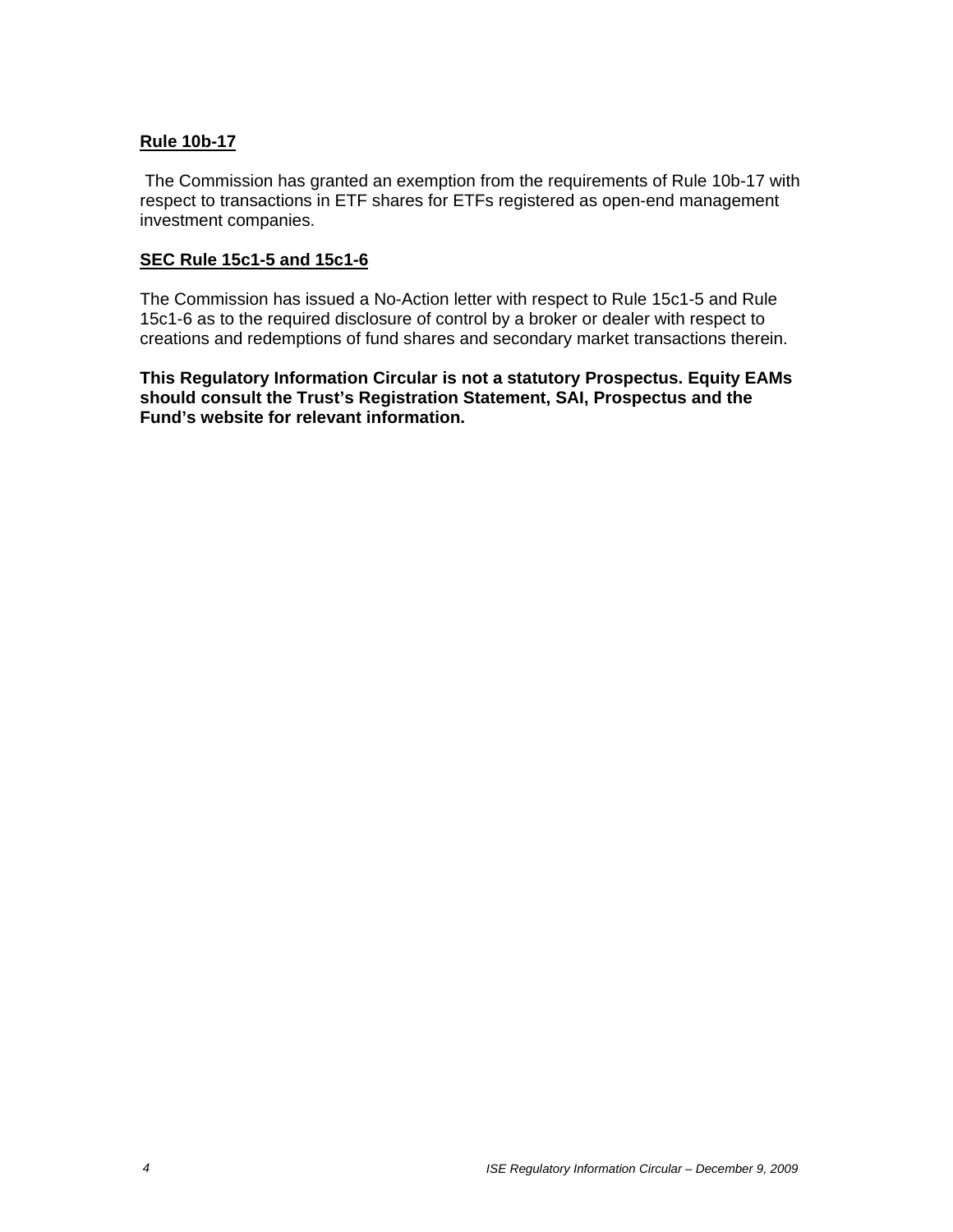**Rule 10b-17**

The Commission has granted an exemption from the requirements of Rule 10b-17 with respect to transactions in ETF shares for ETFs registered as open-end management investment companies.

**SEC Rule 15c1-5 and 15c1-6**

The Commission has issued a No-Action letter with respect to Rule 15c1-5 and Rule 15c1-6 as to the required disclosure of control by a broker or dealer with respect to creations and redemptions of fund shares and secondary market transactions therein.

**This Regulatory Information Circular is not a statutory Prospectus. Equity EAMs should consult the Trust's Registration Statement, SAI, Prospectus and the Fund's website for relevant information.**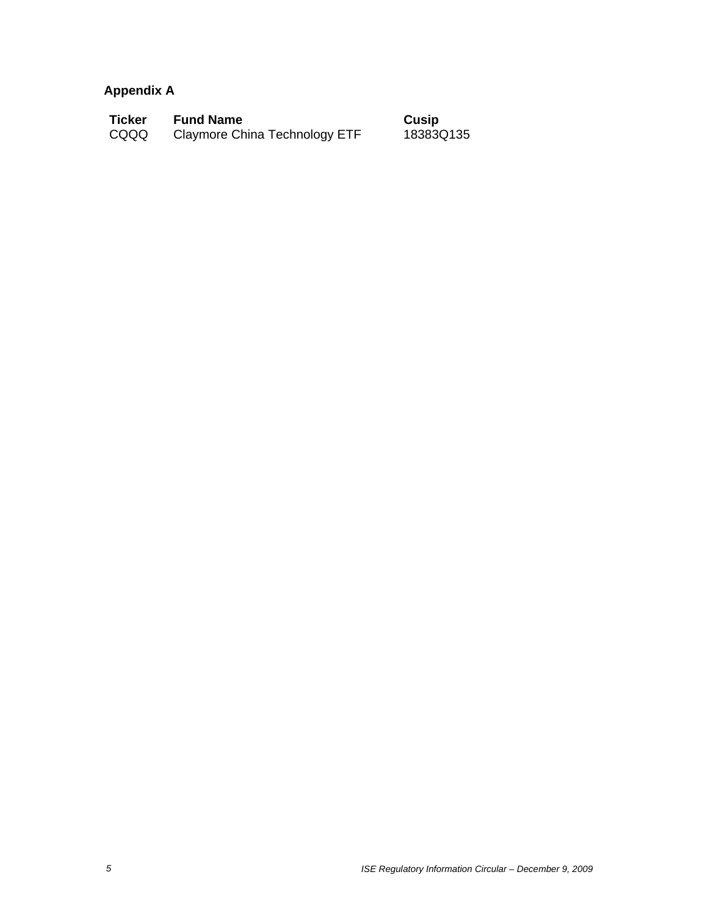## Appendix A

| Ticker | Fund Name | Cusip |
| --- | --- | --- |
| CQQQ | Claymore China Technology ETF | 18383Q135 |